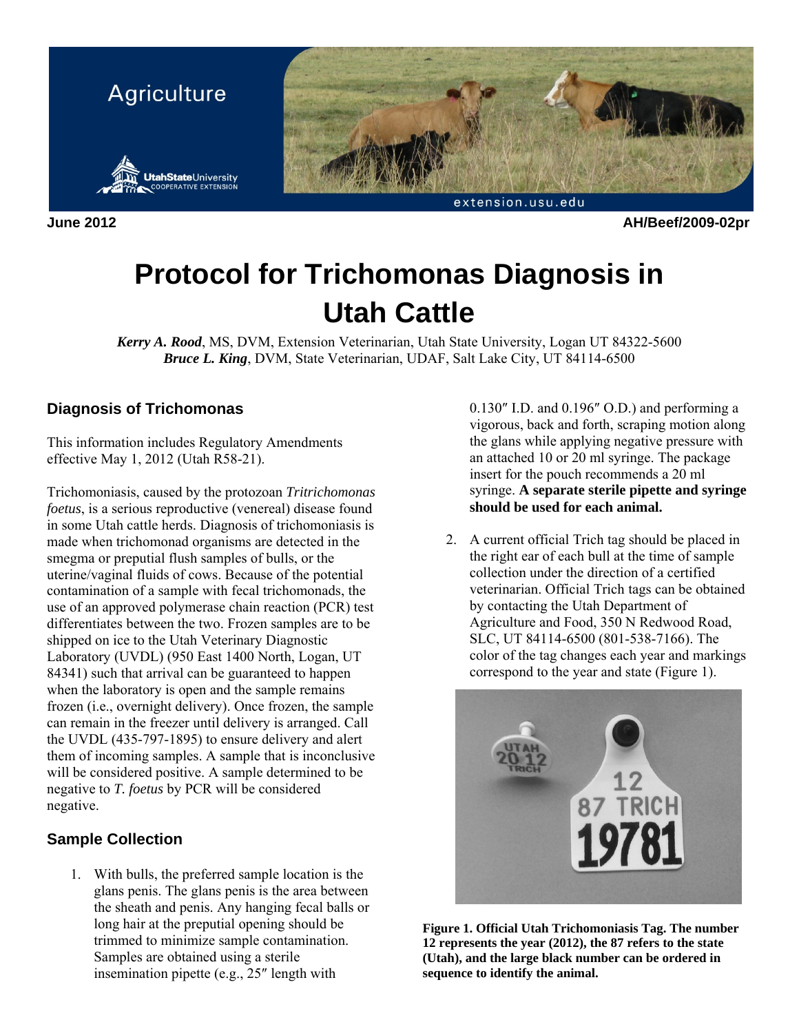Agriculture

UtahStateUniversity COOPERATIVE EXTENSION

June 2012 AH/Beef/2009-02pr

# Protocol for Trichomonas Diagnosis in Utah Cattle

***Kerry A. Rood***, MS, DVM, Extension Veterinarian, Utah State University, Logan UT 84322-5600
***Bruce L. King***, DVM, State Veterinarian, UDAF, Salt Lake City, UT 84114-6500

## Diagnosis of Trichomonas

This information includes Regulatory Amendments effective May 1, 2012 (Utah R58-21).

Trichomoniasis, caused by the protozoan *Tritrichomonas foetus*, is a serious reproductive (venereal) disease found in some Utah cattle herds. Diagnosis of trichomoniasis is made when trichomonad organisms are detected in the smegma or preputial flush samples of bulls, or the uterine/vaginal fluids of cows. Because of the potential contamination of a sample with fecal trichomonads, the use of an approved polymerase chain reaction (PCR) test differentiates between the two. Frozen samples are to be shipped on ice to the Utah Veterinary Diagnostic Laboratory (UVDL) (950 East 1400 North, Logan, UT 84341) such that arrival can be guaranteed to happen when the laboratory is open and the sample remains frozen (i.e., overnight delivery). Once frozen, the sample can remain in the freezer until delivery is arranged. Call the UVDL (435-797-1895) to ensure delivery and alert them of incoming samples. A sample that is inconclusive will be considered positive. A sample determined to be negative to *T. foetus* by PCR will be considered negative.

## Sample Collection

1. With bulls, the preferred sample location is the glans penis. The glans penis is the area between the sheath and penis. Any hanging fecal balls or long hair at the preputial opening should be trimmed to minimize sample contamination. Samples are obtained using a sterile insemination pipette (e.g., 25″ length with 0.130″ I.D. and 0.196″ O.D.) and performing a vigorous, back and forth, scraping motion along the glans while applying negative pressure with an attached 10 or 20 ml syringe. The package insert for the pouch recommends a 20 ml syringe. **A separate sterile pipette and syringe should be used for each animal.**

2. A current official Trich tag should be placed in the right ear of each bull at the time of sample collection under the direction of a certified veterinarian. Official Trich tags can be obtained by contacting the Utah Department of Agriculture and Food, 350 N Redwood Road, SLC, UT 84114-6500 (801-538-7166). The color of the tag changes each year and markings correspond to the year and state (Figure 1).

**Figure 1. Official Utah Trichomoniasis Tag. The number 12 represents the year (2012), the 87 refers to the state (Utah), and the large black number can be ordered in sequence to identify the animal.**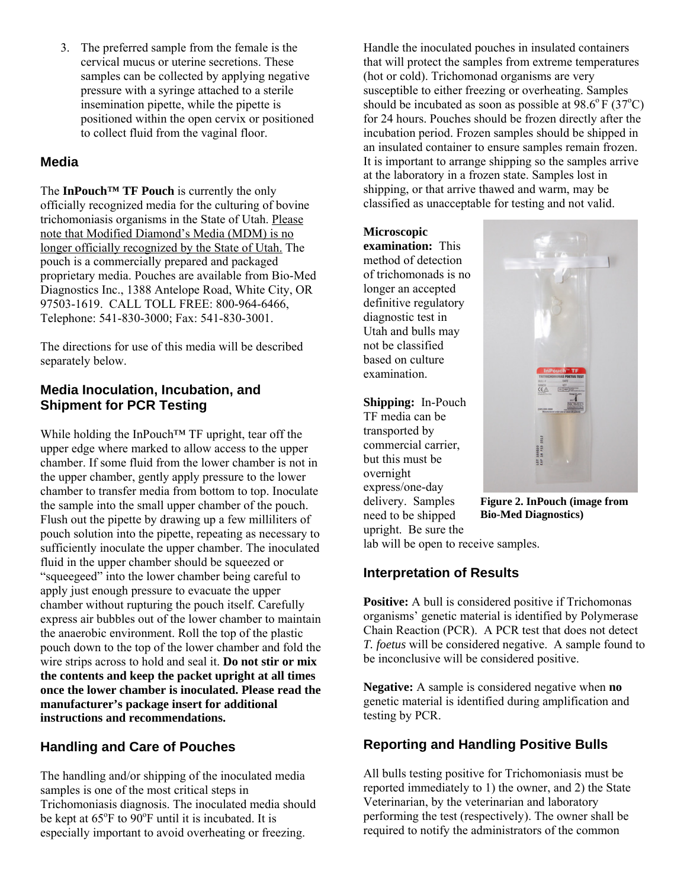3. The preferred sample from the female is the cervical mucus or uterine secretions. These samples can be collected by applying negative pressure with a syringe attached to a sterile insemination pipette, while the pipette is positioned within the open cervix or positioned to collect fluid from the vaginal floor.

## Media

The **InPouch™ TF Pouch** is currently the only officially recognized media for the culturing of bovine trichomoniasis organisms in the State of Utah. Please note that Modified Diamond's Media (MDM) is no longer officially recognized by the State of Utah. The pouch is a commercially prepared and packaged proprietary media. Pouches are available from Bio-Med Diagnostics Inc., 1388 Antelope Road, White City, OR 97503-1619. CALL TOLL FREE: 800-964-6466, Telephone: 541-830-3000; Fax: 541-830-3001.

The directions for use of this media will be described separately below.

## Media Inoculation, Incubation, and Shipment for PCR Testing

While holding the InPouch™ TF upright, tear off the upper edge where marked to allow access to the upper chamber. If some fluid from the lower chamber is not in the upper chamber, gently apply pressure to the lower chamber to transfer media from bottom to top. Inoculate the sample into the small upper chamber of the pouch. Flush out the pipette by drawing up a few milliliters of pouch solution into the pipette, repeating as necessary to sufficiently inoculate the upper chamber. The inoculated fluid in the upper chamber should be squeezed or "squeegeed" into the lower chamber being careful to apply just enough pressure to evacuate the upper chamber without rupturing the pouch itself. Carefully express air bubbles out of the lower chamber to maintain the anaerobic environment. Roll the top of the plastic pouch down to the top of the lower chamber and fold the wire strips across to hold and seal it. **Do not stir or mix the contents and keep the packet upright at all times once the lower chamber is inoculated. Please read the manufacturer's package insert for additional instructions and recommendations.**

## Handling and Care of Pouches

The handling and/or shipping of the inoculated media samples is one of the most critical steps in Trichomoniasis diagnosis. The inoculated media should be kept at 65°F to 90°F until it is incubated. It is especially important to avoid overheating or freezing. Handle the inoculated pouches in insulated containers that will protect the samples from extreme temperatures (hot or cold). Trichomonad organisms are very susceptible to either freezing or overheating. Samples should be incubated as soon as possible at 98.6° F (37°C) for 24 hours. Pouches should be frozen directly after the incubation period. Frozen samples should be shipped in an insulated container to ensure samples remain frozen. It is important to arrange shipping so the samples arrive at the laboratory in a frozen state. Samples lost in shipping, or that arrive thawed and warm, may be classified as unacceptable for testing and not valid.

**Microscopic examination:** This method of detection of trichomonads is no longer an accepted definitive regulatory diagnostic test in Utah and bulls may not be classified based on culture examination.

**Shipping:** In-Pouch TF media can be transported by commercial carrier, but this must be overnight express/one-day delivery. Samples need to be shipped upright. Be sure the lab will be open to receive samples.

**Figure 2. InPouch (image from Bio-Med Diagnostics)**

## Interpretation of Results

**Positive:** A bull is considered positive if Trichomonas organisms' genetic material is identified by Polymerase Chain Reaction (PCR). A PCR test that does not detect *T. foetus* will be considered negative. A sample found to be inconclusive will be considered positive.

**Negative:** A sample is considered negative when **no** genetic material is identified during amplification and testing by PCR.

## Reporting and Handling Positive Bulls

All bulls testing positive for Trichomoniasis must be reported immediately to 1) the owner, and 2) the State Veterinarian, by the veterinarian and laboratory performing the test (respectively). The owner shall be required to notify the administrators of the common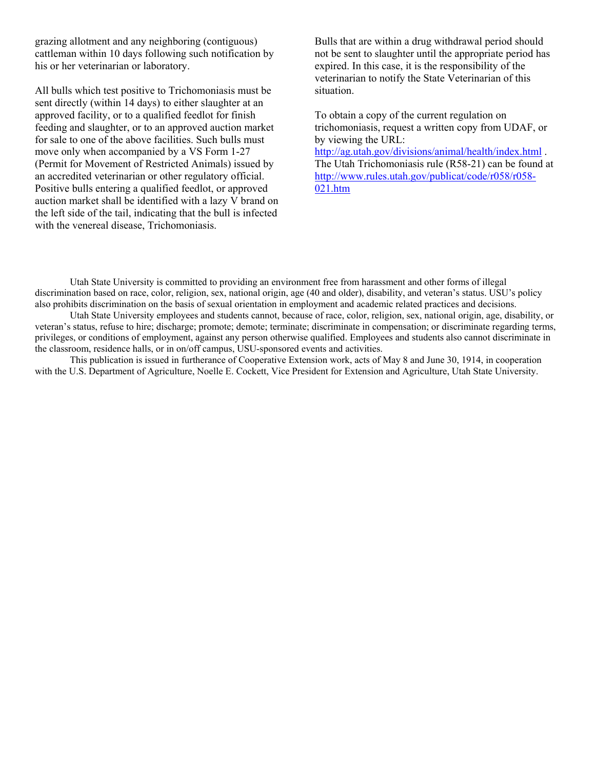grazing allotment and any neighboring (contiguous) cattleman within 10 days following such notification by his or her veterinarian or laboratory.

All bulls which test positive to Trichomoniasis must be sent directly (within 14 days) to either slaughter at an approved facility, or to a qualified feedlot for finish feeding and slaughter, or to an approved auction market for sale to one of the above facilities. Such bulls must move only when accompanied by a VS Form 1-27 (Permit for Movement of Restricted Animals) issued by an accredited veterinarian or other regulatory official. Positive bulls entering a qualified feedlot, or approved auction market shall be identified with a lazy V brand on the left side of the tail, indicating that the bull is infected with the venereal disease, Trichomoniasis.

Bulls that are within a drug withdrawal period should not be sent to slaughter until the appropriate period has expired. In this case, it is the responsibility of the veterinarian to notify the State Veterinarian of this situation.

To obtain a copy of the current regulation on trichomoniasis, request a written copy from UDAF, or by viewing the URL: http://ag.utah.gov/divisions/animal/health/index.html . The Utah Trichomoniasis rule (R58-21) can be found at http://www.rules.utah.gov/publicat/code/r058/r058-021.htm

Utah State University is committed to providing an environment free from harassment and other forms of illegal discrimination based on race, color, religion, sex, national origin, age (40 and older), disability, and veteran's status. USU's policy also prohibits discrimination on the basis of sexual orientation in employment and academic related practices and decisions.

Utah State University employees and students cannot, because of race, color, religion, sex, national origin, age, disability, or veteran's status, refuse to hire; discharge; promote; demote; terminate; discriminate in compensation; or discriminate regarding terms, privileges, or conditions of employment, against any person otherwise qualified. Employees and students also cannot discriminate in the classroom, residence halls, or in on/off campus, USU-sponsored events and activities.

This publication is issued in furtherance of Cooperative Extension work, acts of May 8 and June 30, 1914, in cooperation with the U.S. Department of Agriculture, Noelle E. Cockett, Vice President for Extension and Agriculture, Utah State University.